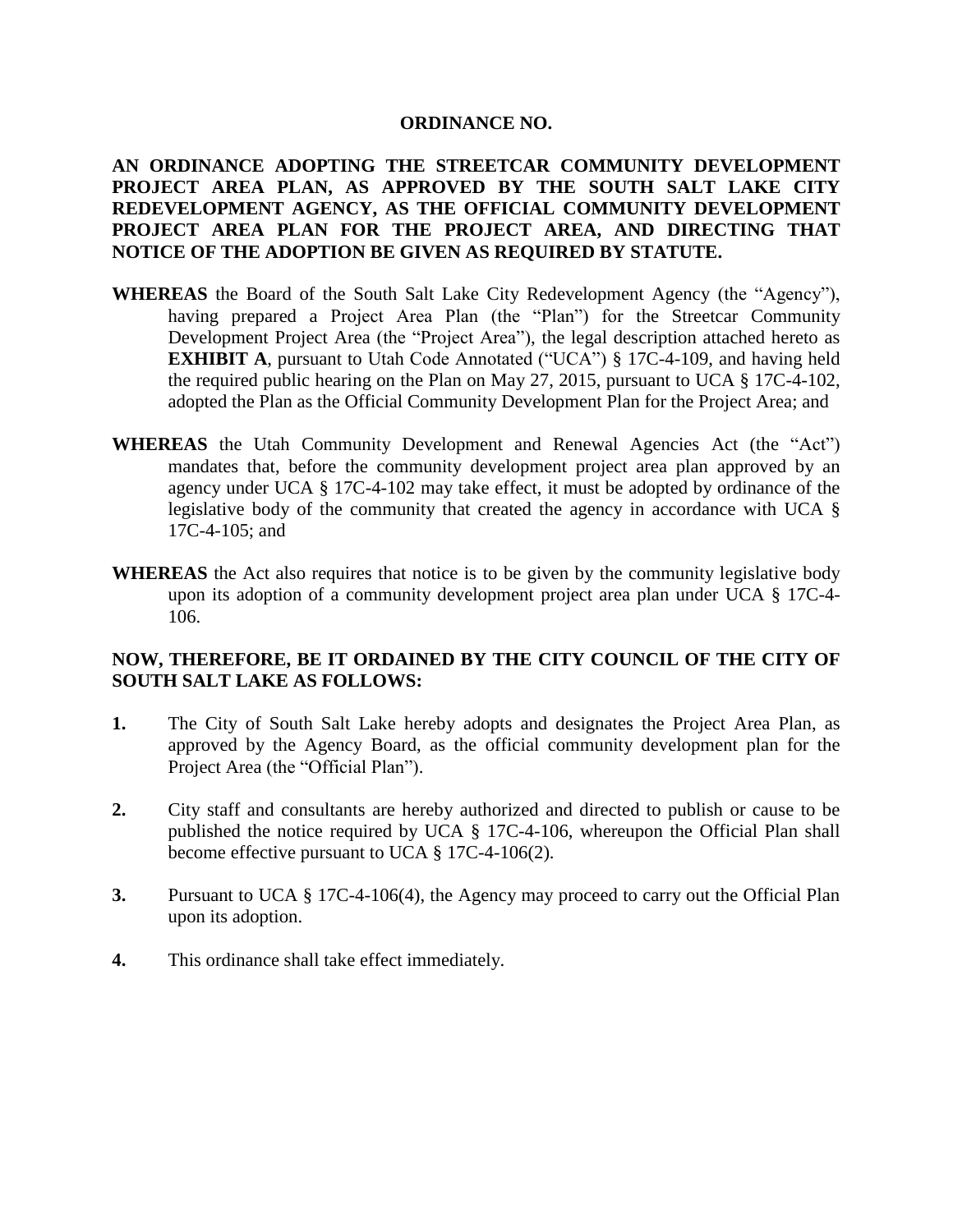# ORDINANCE NO.

**AN ORDINANCE ADOPTING THE STREETCAR COMMUNITY DEVELOPMENT PROJECT AREA PLAN, AS APPROVED BY THE SOUTH SALT LAKE CITY REDEVELOPMENT AGENCY, AS THE OFFICIAL COMMUNITY DEVELOPMENT PROJECT AREA PLAN FOR THE PROJECT AREA, AND DIRECTING THAT NOTICE OF THE ADOPTION BE GIVEN AS REQUIRED BY STATUTE.**

**WHEREAS** the Board of the South Salt Lake City Redevelopment Agency (the "Agency"), having prepared a Project Area Plan (the "Plan") for the Streetcar Community Development Project Area (the "Project Area"), the legal description attached hereto as **EXHIBIT A**, pursuant to Utah Code Annotated ("UCA") § 17C-4-109, and having held the required public hearing on the Plan on May 27, 2015, pursuant to UCA § 17C-4-102, adopted the Plan as the Official Community Development Plan for the Project Area; and

**WHEREAS** the Utah Community Development and Renewal Agencies Act (the "Act") mandates that, before the community development project area plan approved by an agency under UCA § 17C-4-102 may take effect, it must be adopted by ordinance of the legislative body of the community that created the agency in accordance with UCA § 17C-4-105; and

**WHEREAS** the Act also requires that notice is to be given by the community legislative body upon its adoption of a community development project area plan under UCA § 17C-4-106.

**NOW, THEREFORE, BE IT ORDAINED BY THE CITY COUNCIL OF THE CITY OF SOUTH SALT LAKE AS FOLLOWS:**

**1.** The City of South Salt Lake hereby adopts and designates the Project Area Plan, as approved by the Agency Board, as the official community development plan for the Project Area (the "Official Plan").

**2.** City staff and consultants are hereby authorized and directed to publish or cause to be published the notice required by UCA § 17C-4-106, whereupon the Official Plan shall become effective pursuant to UCA § 17C-4-106(2).

**3.** Pursuant to UCA § 17C-4-106(4), the Agency may proceed to carry out the Official Plan upon its adoption.

**4.** This ordinance shall take effect immediately.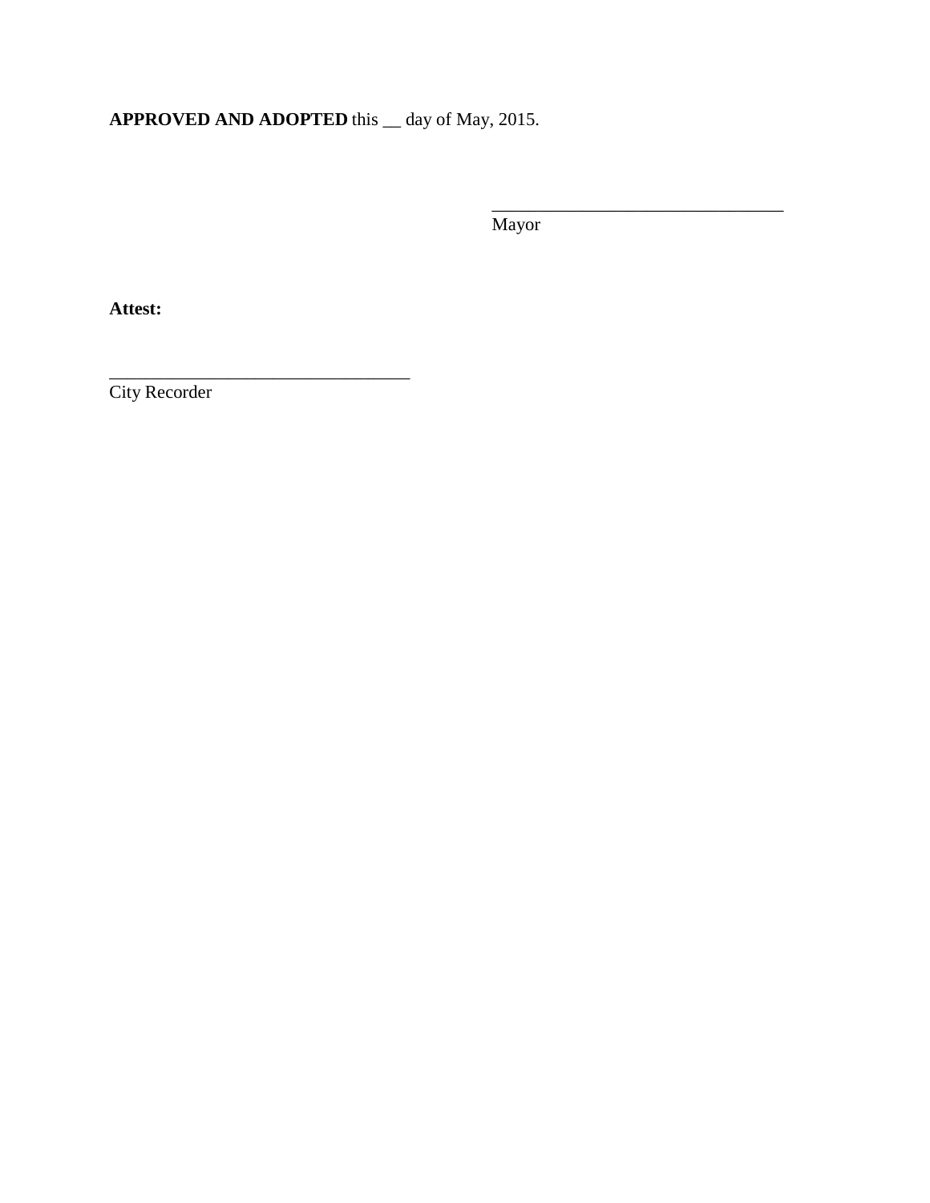**APPROVED AND ADOPTED** this __ day of May, 2015.

________________________________
Mayor

**Attest:**

________________________________
City Recorder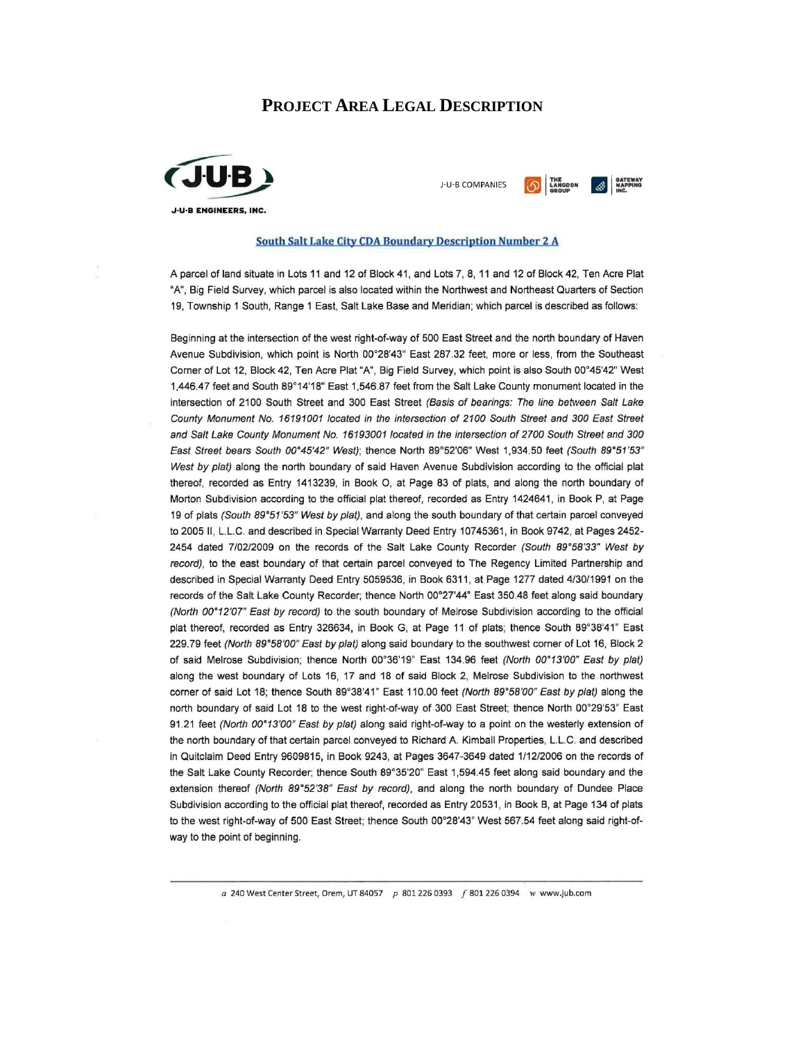# PROJECT AREA LEGAL DESCRIPTION

J-U-B ENGINEERS, INC.

J-U-B COMPANIES | THE LANGDON GROUP | GATEWAY MAPPING INC.

## South Salt Lake City CDA Boundary Description Number 2 A

A parcel of land situate in Lots 11 and 12 of Block 41, and Lots 7, 8, 11 and 12 of Block 42, Ten Acre Plat "A", Big Field Survey, which parcel is also located within the Northwest and Northeast Quarters of Section 19, Township 1 South, Range 1 East, Salt Lake Base and Meridian; which parcel is described as follows:

Beginning at the intersection of the west right-of-way of 500 East Street and the north boundary of Haven Avenue Subdivision, which point is North 00°28'43" East 287.32 feet, more or less, from the Southeast Corner of Lot 12, Block 42, Ten Acre Plat "A", Big Field Survey, which point is also South 00°45'42" West 1,446.47 feet and South 89°14'18" East 1,546.87 feet from the Salt Lake County monument located in the intersection of 2100 South Street and 300 East Street *(Basis of bearings: The line between Salt Lake County Monument No. 16191001 located in the intersection of 2100 South Street and 300 East Street and Salt Lake County Monument No. 16193001 located in the intersection of 2700 South Street and 300 East Street bears South 00°45'42" West)*; thence North 89°52'06" West 1,934.50 feet *(South 89°51'53" West by plat)* along the north boundary of said Haven Avenue Subdivision according to the official plat thereof, recorded as Entry 1413239, in Book O, at Page 83 of plats, and along the north boundary of Morton Subdivision according to the official plat thereof, recorded as Entry 1424641, in Book P, at Page 19 of plats *(South 89°51'53" West by plat)*, and along the south boundary of that certain parcel conveyed to 2005 II, L.L.C. and described in Special Warranty Deed Entry 10745361, in Book 9742, at Pages 2452-2454 dated 7/02/2009 on the records of the Salt Lake County Recorder *(South 89°58'33" West by record)*, to the east boundary of that certain parcel conveyed to The Regency Limited Partnership and described in Special Warranty Deed Entry 5059536, in Book 6311, at Page 1277 dated 4/30/1991 on the records of the Salt Lake County Recorder; thence North 00°27'44" East 350.48 feet along said boundary *(North 00°12'07" East by record)* to the south boundary of Melrose Subdivision according to the official plat thereof, recorded as Entry 326634, in Book G, at Page 11 of plats; thence South 89°38'41" East 229.79 feet *(North 89°58'00" East by plat)* along said boundary to the southwest corner of Lot 16, Block 2 of said Melrose Subdivision; thence North 00°36'19" East 134.96 feet *(North 00°13'00" East by plat)* along the west boundary of Lots 16, 17 and 18 of said Block 2, Melrose Subdivision to the northwest corner of said Lot 18; thence South 89°38'41" East 110.00 feet *(North 89°58'00" East by plat)* along the north boundary of said Lot 18 to the west right-of-way of 300 East Street; thence North 00°29'53" East 91.21 feet *(North 00°13'00" East by plat)* along said right-of-way to a point on the westerly extension of the north boundary of that certain parcel conveyed to Richard A. Kimball Properties, L.L.C. and described in Quitclaim Deed Entry 9609815, in Book 9243, at Pages 3647-3649 dated 1/12/2006 on the records of the Salt Lake County Recorder; thence South 89°35'20" East 1,594.45 feet along said boundary and the extension thereof *(North 89°52'38" East by record)*, and along the north boundary of Dundee Place Subdivision according to the official plat thereof, recorded as Entry 20531, in Book B, at Page 134 of plats to the west right-of-way of 500 East Street; thence South 00°28'43" West 567.54 feet along said right-of-way to the point of beginning.

*a* 240 West Center Street, Orem, UT 84057 *p* 801 226 0393 *f* 801 226 0394 *w* www.jub.com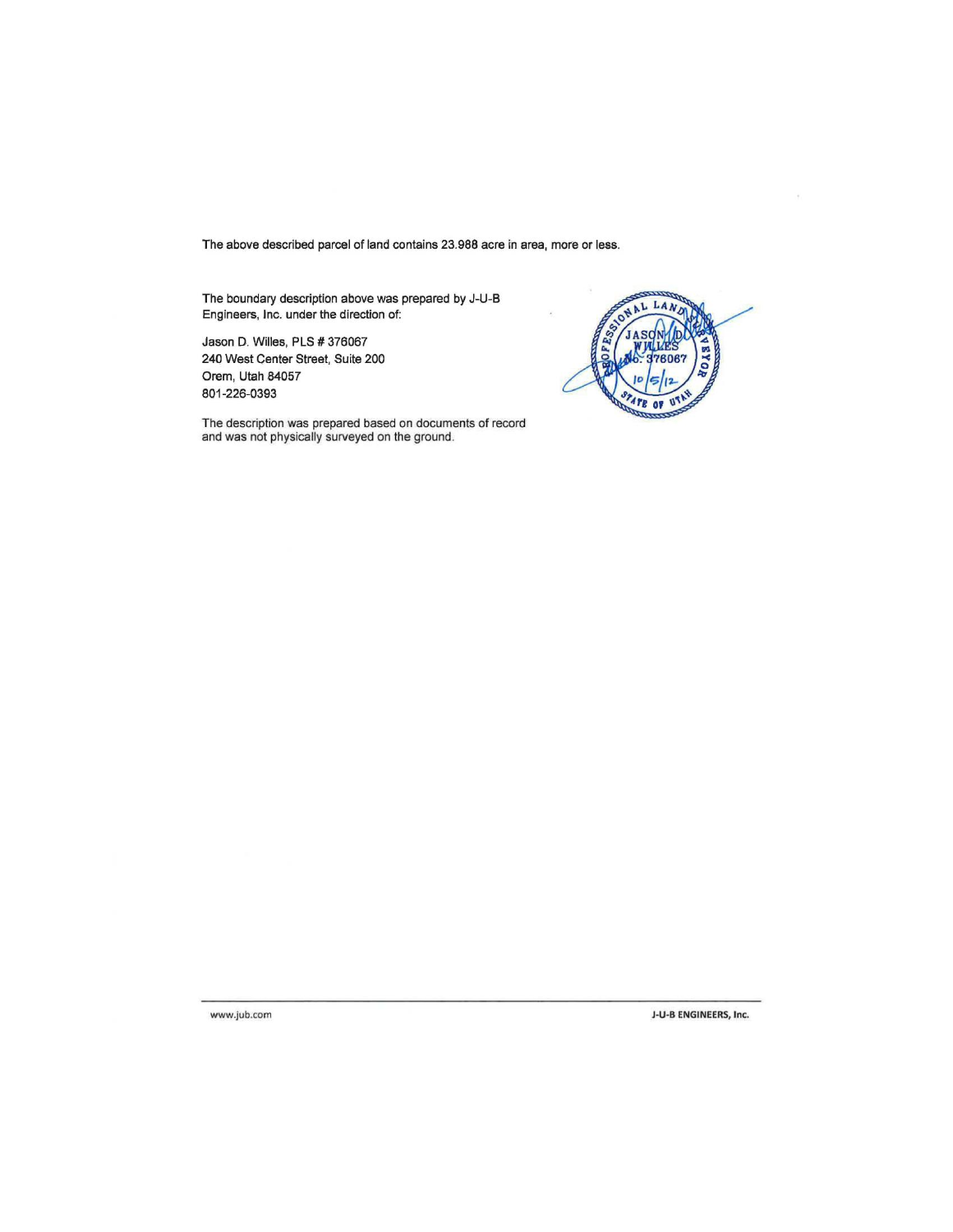The above described parcel of land contains 23.988 acre in area, more or less.

The boundary description above was prepared by J-U-B Engineers, Inc. under the direction of:

Jason D. Willes, PLS # 376067
240 West Center Street, Suite 200
Orem, Utah 84057
801-226-0393

PROFESSIONAL LAND SURVEYOR
JASON D. WILLES
No. 376067
10/5/12
STATE OF UTAH

The description was prepared based on documents of record and was not physically surveyed on the ground.